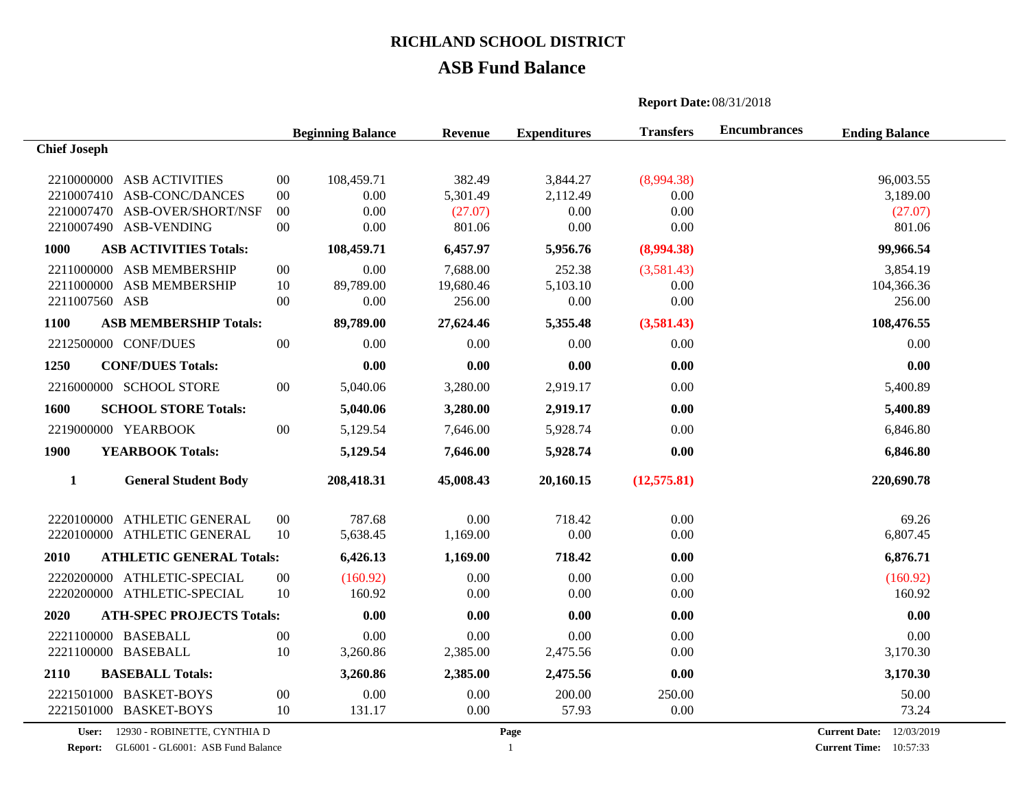# RICHLAND SCHOOL DISTRICT

## ASB Fund Balance

**Report Date:** 08/31/2018

| Account | Description | | Beginning Balance | Revenue | Expenditures | Transfers | Encumbrances | Ending Balance |
|---|---|---|---|---|---|---|---|---|
| **Chief Joseph** | | | | | | | | |
| 2210000000 | ASB ACTIVITIES | 00 | 108,459.71 | 382.49 | 3,844.27 | (8,994.38) | | 96,003.55 |
| 2210007410 | ASB-CONC/DANCES | 00 | 0.00 | 5,301.49 | 2,112.49 | 0.00 | | 3,189.00 |
| 2210007470 | ASB-OVER/SHORT/NSF | 00 | 0.00 | (27.07) | 0.00 | 0.00 | | (27.07) |
| 2210007490 | ASB-VENDING | 00 | 0.00 | 801.06 | 0.00 | 0.00 | | 801.06 |
| **1000** | **ASB ACTIVITIES Totals:** | | **108,459.71** | **6,457.97** | **5,956.76** | **(8,994.38)** | | **99,966.54** |
| 2211000000 | ASB MEMBERSHIP | 00 | 0.00 | 7,688.00 | 252.38 | (3,581.43) | | 3,854.19 |
| 2211000000 | ASB MEMBERSHIP | 10 | 89,789.00 | 19,680.46 | 5,103.10 | 0.00 | | 104,366.36 |
| 2211007560 | ASB | 00 | 0.00 | 256.00 | 0.00 | 0.00 | | 256.00 |
| **1100** | **ASB MEMBERSHIP Totals:** | | **89,789.00** | **27,624.46** | **5,355.48** | **(3,581.43)** | | **108,476.55** |
| 2212500000 | CONF/DUES | 00 | 0.00 | 0.00 | 0.00 | 0.00 | | 0.00 |
| **1250** | **CONF/DUES Totals:** | | **0.00** | **0.00** | **0.00** | **0.00** | | **0.00** |
| 2216000000 | SCHOOL STORE | 00 | 5,040.06 | 3,280.00 | 2,919.17 | 0.00 | | 5,400.89 |
| **1600** | **SCHOOL STORE Totals:** | | **5,040.06** | **3,280.00** | **2,919.17** | **0.00** | | **5,400.89** |
| 2219000000 | YEARBOOK | 00 | 5,129.54 | 7,646.00 | 5,928.74 | 0.00 | | 6,846.80 |
| **1900** | **YEARBOOK Totals:** | | **5,129.54** | **7,646.00** | **5,928.74** | **0.00** | | **6,846.80** |
| **1** | **General Student Body** | | **208,418.31** | **45,008.43** | **20,160.15** | **(12,575.81)** | | **220,690.78** |
| 2220100000 | ATHLETIC GENERAL | 00 | 787.68 | 0.00 | 718.42 | 0.00 | | 69.26 |
| 2220100000 | ATHLETIC GENERAL | 10 | 5,638.45 | 1,169.00 | 0.00 | 0.00 | | 6,807.45 |
| **2010** | **ATHLETIC GENERAL Totals:** | | **6,426.13** | **1,169.00** | **718.42** | **0.00** | | **6,876.71** |
| 2220200000 | ATHLETIC-SPECIAL | 00 | (160.92) | 0.00 | 0.00 | 0.00 | | (160.92) |
| 2220200000 | ATHLETIC-SPECIAL | 10 | 160.92 | 0.00 | 0.00 | 0.00 | | 160.92 |
| **2020** | **ATH-SPEC PROJECTS Totals:** | | **0.00** | **0.00** | **0.00** | **0.00** | | **0.00** |
| 2221100000 | BASEBALL | 00 | 0.00 | 0.00 | 0.00 | 0.00 | | 0.00 |
| 2221100000 | BASEBALL | 10 | 3,260.86 | 2,385.00 | 2,475.56 | 0.00 | | 3,170.30 |
| **2110** | **BASEBALL Totals:** | | **3,260.86** | **2,385.00** | **2,475.56** | **0.00** | | **3,170.30** |
| 2221501000 | BASKET-BOYS | 00 | 0.00 | 0.00 | 200.00 | 250.00 | | 50.00 |
| 2221501000 | BASKET-BOYS | 10 | 131.17 | 0.00 | 57.93 | 0.00 | | 73.24 |

**User:** 12930 - ROBINETTE, CYNTHIA D
**Report:** GL6001 - GL6001: ASB Fund Balance
**Current Date:** 12/03/2019
**Current Time:** 10:57:33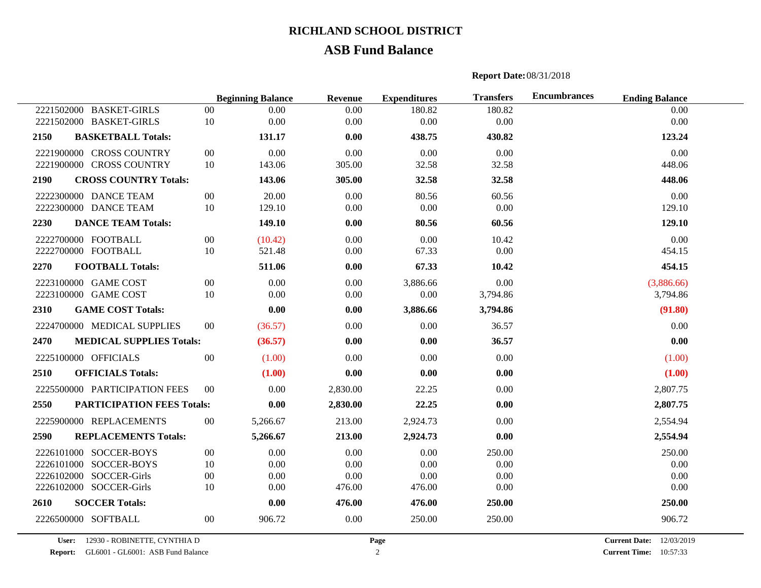# RICHLAND SCHOOL DISTRICT

## ASB Fund Balance

**Report Date:** 08/31/2018

| | | | Beginning Balance | Revenue | Expenditures | Transfers | Encumbrances | Ending Balance |
|---|---|---|---|---|---|---|---|---|
| 2221502000 | BASKET-GIRLS | 00 | 0.00 | 0.00 | 180.82 | 180.82 | | 0.00 |
| 2221502000 | BASKET-GIRLS | 10 | 0.00 | 0.00 | 0.00 | 0.00 | | 0.00 |
| **2150** | **BASKETBALL Totals:** | | **131.17** | **0.00** | **438.75** | **430.82** | | **123.24** |
| 2221900000 | CROSS COUNTRY | 00 | 0.00 | 0.00 | 0.00 | 0.00 | | 0.00 |
| 2221900000 | CROSS COUNTRY | 10 | 143.06 | 305.00 | 32.58 | 32.58 | | 448.06 |
| **2190** | **CROSS COUNTRY Totals:** | | **143.06** | **305.00** | **32.58** | **32.58** | | **448.06** |
| 2222300000 | DANCE TEAM | 00 | 20.00 | 0.00 | 80.56 | 60.56 | | 0.00 |
| 2222300000 | DANCE TEAM | 10 | 129.10 | 0.00 | 0.00 | 0.00 | | 129.10 |
| **2230** | **DANCE TEAM Totals:** | | **149.10** | **0.00** | **80.56** | **60.56** | | **129.10** |
| 2222700000 | FOOTBALL | 00 | (10.42) | 0.00 | 0.00 | 10.42 | | 0.00 |
| 2222700000 | FOOTBALL | 10 | 521.48 | 0.00 | 67.33 | 0.00 | | 454.15 |
| **2270** | **FOOTBALL Totals:** | | **511.06** | **0.00** | **67.33** | **10.42** | | **454.15** |
| 2223100000 | GAME COST | 00 | 0.00 | 0.00 | 3,886.66 | 0.00 | | (3,886.66) |
| 2223100000 | GAME COST | 10 | 0.00 | 0.00 | 0.00 | 3,794.86 | | 3,794.86 |
| **2310** | **GAME COST Totals:** | | **0.00** | **0.00** | **3,886.66** | **3,794.86** | | **(91.80)** |
| 2224700000 | MEDICAL SUPPLIES | 00 | (36.57) | 0.00 | 0.00 | 36.57 | | 0.00 |
| **2470** | **MEDICAL SUPPLIES Totals:** | | **(36.57)** | **0.00** | **0.00** | **36.57** | | **0.00** |
| 2225100000 | OFFICIALS | 00 | (1.00) | 0.00 | 0.00 | 0.00 | | (1.00) |
| **2510** | **OFFICIALS Totals:** | | **(1.00)** | **0.00** | **0.00** | **0.00** | | **(1.00)** |
| 2225500000 | PARTICIPATION FEES | 00 | 0.00 | 2,830.00 | 22.25 | 0.00 | | 2,807.75 |
| **2550** | **PARTICIPATION FEES Totals:** | | **0.00** | **2,830.00** | **22.25** | **0.00** | | **2,807.75** |
| 2225900000 | REPLACEMENTS | 00 | 5,266.67 | 213.00 | 2,924.73 | 0.00 | | 2,554.94 |
| **2590** | **REPLACEMENTS Totals:** | | **5,266.67** | **213.00** | **2,924.73** | **0.00** | | **2,554.94** |
| 2226101000 | SOCCER-BOYS | 00 | 0.00 | 0.00 | 0.00 | 250.00 | | 250.00 |
| 2226101000 | SOCCER-BOYS | 10 | 0.00 | 0.00 | 0.00 | 0.00 | | 0.00 |
| 2226102000 | SOCCER-Girls | 00 | 0.00 | 0.00 | 0.00 | 0.00 | | 0.00 |
| 2226102000 | SOCCER-Girls | 10 | 0.00 | 476.00 | 476.00 | 0.00 | | 0.00 |
| **2610** | **SOCCER Totals:** | | **0.00** | **476.00** | **476.00** | **250.00** | | **250.00** |
| 2226500000 | SOFTBALL | 00 | 906.72 | 0.00 | 250.00 | 250.00 | | 906.72 |

**User:** 12930 - ROBINETTE, CYNTHIA D
**Report:** GL6001 - GL6001: ASB Fund Balance
**Current Date:** 12/03/2019
**Current Time:** 10:57:33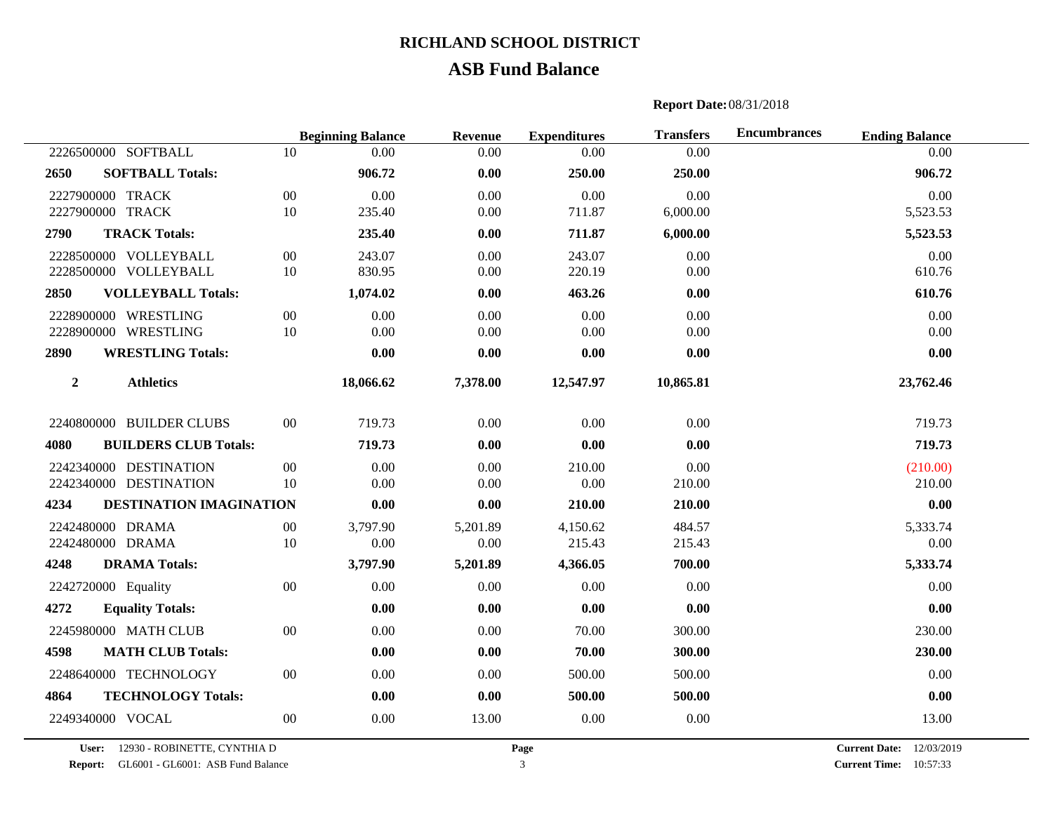# RICHLAND SCHOOL DISTRICT

## ASB Fund Balance

**Report Date:** 08/31/2018

| | | | Beginning Balance | Revenue | Expenditures | Transfers | Encumbrances | Ending Balance |
|---|---|---|---|---|---|---|---|---|
| 2226500000 | SOFTBALL | 10 | 0.00 | 0.00 | 0.00 | 0.00 | | 0.00 |
| **2650** | **SOFTBALL Totals:** | | **906.72** | **0.00** | **250.00** | **250.00** | | **906.72** |
| 2227900000 | TRACK | 00 | 0.00 | 0.00 | 0.00 | 0.00 | | 0.00 |
| 2227900000 | TRACK | 10 | 235.40 | 0.00 | 711.87 | 6,000.00 | | 5,523.53 |
| **2790** | **TRACK Totals:** | | **235.40** | **0.00** | **711.87** | **6,000.00** | | **5,523.53** |
| 2228500000 | VOLLEYBALL | 00 | 243.07 | 0.00 | 243.07 | 0.00 | | 0.00 |
| 2228500000 | VOLLEYBALL | 10 | 830.95 | 0.00 | 220.19 | 0.00 | | 610.76 |
| **2850** | **VOLLEYBALL Totals:** | | **1,074.02** | **0.00** | **463.26** | **0.00** | | **610.76** |
| 2228900000 | WRESTLING | 00 | 0.00 | 0.00 | 0.00 | 0.00 | | 0.00 |
| 2228900000 | WRESTLING | 10 | 0.00 | 0.00 | 0.00 | 0.00 | | 0.00 |
| **2890** | **WRESTLING Totals:** | | **0.00** | **0.00** | **0.00** | **0.00** | | **0.00** |
| **2** | **Athletics** | | **18,066.62** | **7,378.00** | **12,547.97** | **10,865.81** | | **23,762.46** |
| 2240800000 | BUILDER CLUBS | 00 | 719.73 | 0.00 | 0.00 | 0.00 | | 719.73 |
| **4080** | **BUILDERS CLUB Totals:** | | **719.73** | **0.00** | **0.00** | **0.00** | | **719.73** |
| 2242340000 | DESTINATION | 00 | 0.00 | 0.00 | 210.00 | 0.00 | | (210.00) |
| 2242340000 | DESTINATION | 10 | 0.00 | 0.00 | 0.00 | 210.00 | | 210.00 |
| **4234** | **DESTINATION IMAGINATION** | | **0.00** | **0.00** | **210.00** | **210.00** | | **0.00** |
| 2242480000 | DRAMA | 00 | 3,797.90 | 5,201.89 | 4,150.62 | 484.57 | | 5,333.74 |
| 2242480000 | DRAMA | 10 | 0.00 | 0.00 | 215.43 | 215.43 | | 0.00 |
| **4248** | **DRAMA Totals:** | | **3,797.90** | **5,201.89** | **4,366.05** | **700.00** | | **5,333.74** |
| 2242720000 | Equality | 00 | 0.00 | 0.00 | 0.00 | 0.00 | | 0.00 |
| **4272** | **Equality Totals:** | | **0.00** | **0.00** | **0.00** | **0.00** | | **0.00** |
| 2245980000 | MATH CLUB | 00 | 0.00 | 0.00 | 70.00 | 300.00 | | 230.00 |
| **4598** | **MATH CLUB Totals:** | | **0.00** | **0.00** | **70.00** | **300.00** | | **230.00** |
| 2248640000 | TECHNOLOGY | 00 | 0.00 | 0.00 | 500.00 | 500.00 | | 0.00 |
| **4864** | **TECHNOLOGY Totals:** | | **0.00** | **0.00** | **500.00** | **500.00** | | **0.00** |
| 2249340000 | VOCAL | 00 | 0.00 | 13.00 | 0.00 | 0.00 | | 13.00 |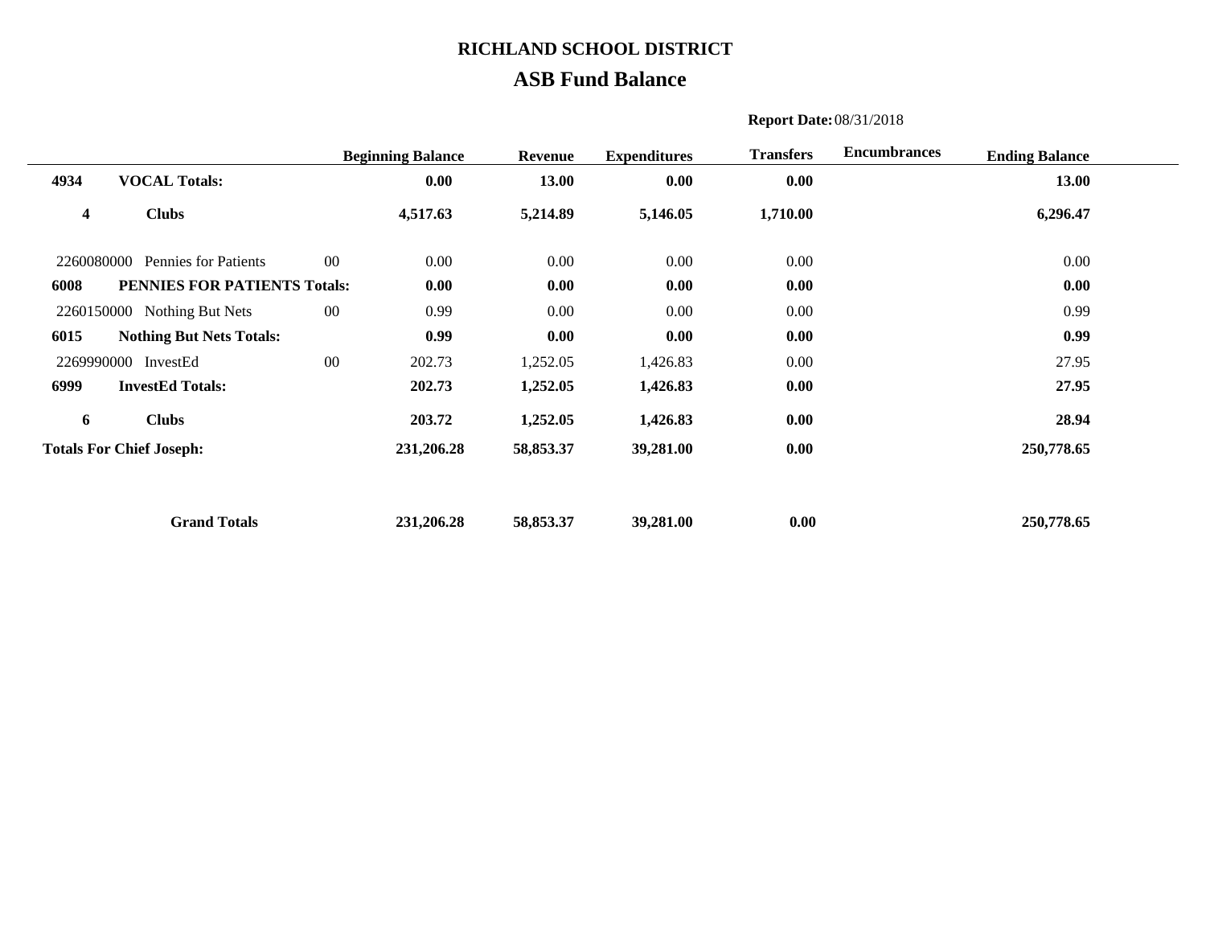**RICHLAND SCHOOL DISTRICT**

**ASB Fund Balance**

**Report Date:** 08/31/2018

| | | | Beginning Balance | Revenue | Expenditures | Transfers | Encumbrances | Ending Balance |
|---|---|---|---|---|---|---|---|---|
| **4934** | **VOCAL Totals:** | | **0.00** | **13.00** | **0.00** | **0.00** | | **13.00** |
| **4** | **Clubs** | | **4,517.63** | **5,214.89** | **5,146.05** | **1,710.00** | | **6,296.47** |
| 2260080000 | Pennies for Patients | 00 | 0.00 | 0.00 | 0.00 | 0.00 | | 0.00 |
| **6008** | **PENNIES FOR PATIENTS Totals:** | | **0.00** | **0.00** | **0.00** | **0.00** | | **0.00** |
| 2260150000 | Nothing But Nets | 00 | 0.99 | 0.00 | 0.00 | 0.00 | | 0.99 |
| **6015** | **Nothing But Nets Totals:** | | **0.99** | **0.00** | **0.00** | **0.00** | | **0.99** |
| 2269990000 | InvestEd | 00 | 202.73 | 1,252.05 | 1,426.83 | 0.00 | | 27.95 |
| **6999** | **InvestEd Totals:** | | **202.73** | **1,252.05** | **1,426.83** | **0.00** | | **27.95** |
| **6** | **Clubs** | | **203.72** | **1,252.05** | **1,426.83** | **0.00** | | **28.94** |
| **Totals For Chief Joseph:** | | | **231,206.28** | **58,853.37** | **39,281.00** | **0.00** | | **250,778.65** |
| | **Grand Totals** | | **231,206.28** | **58,853.37** | **39,281.00** | **0.00** | | **250,778.65** |